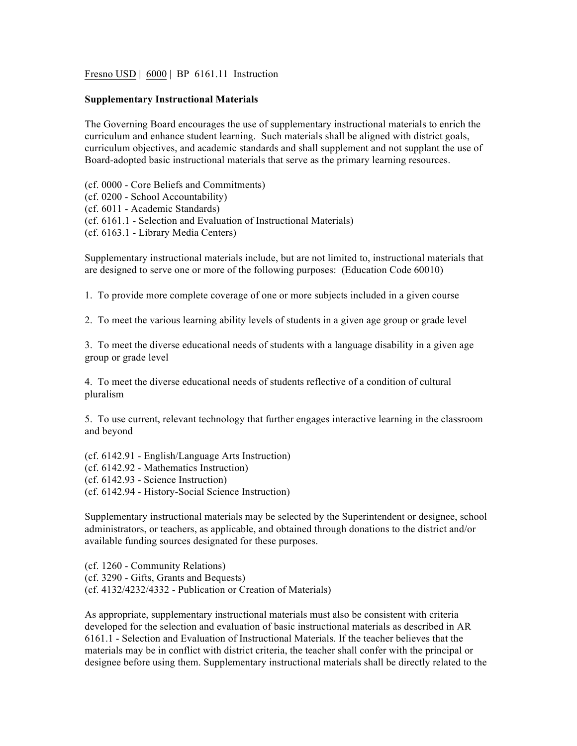Fresno USD | 6000 | BP 6161.11 Instruction

**Supplementary Instructional Materials**

The Governing Board encourages the use of supplementary instructional materials to enrich the curriculum and enhance student learning. Such materials shall be aligned with district goals, curriculum objectives, and academic standards and shall supplement and not supplant the use of Board-adopted basic instructional materials that serve as the primary learning resources.

(cf. 0000 - Core Beliefs and Commitments)
(cf. 0200 - School Accountability)
(cf. 6011 - Academic Standards)
(cf. 6161.1 - Selection and Evaluation of Instructional Materials)
(cf. 6163.1 - Library Media Centers)

Supplementary instructional materials include, but are not limited to, instructional materials that are designed to serve one or more of the following purposes: (Education Code 60010)

1. To provide more complete coverage of one or more subjects included in a given course

2. To meet the various learning ability levels of students in a given age group or grade level

3. To meet the diverse educational needs of students with a language disability in a given age group or grade level

4. To meet the diverse educational needs of students reflective of a condition of cultural pluralism

5. To use current, relevant technology that further engages interactive learning in the classroom and beyond

(cf. 6142.91 - English/Language Arts Instruction)
(cf. 6142.92 - Mathematics Instruction)
(cf. 6142.93 - Science Instruction)
(cf. 6142.94 - History-Social Science Instruction)

Supplementary instructional materials may be selected by the Superintendent or designee, school administrators, or teachers, as applicable, and obtained through donations to the district and/or available funding sources designated for these purposes.

(cf. 1260 - Community Relations)
(cf. 3290 - Gifts, Grants and Bequests)
(cf. 4132/4232/4332 - Publication or Creation of Materials)

As appropriate, supplementary instructional materials must also be consistent with criteria developed for the selection and evaluation of basic instructional materials as described in AR 6161.1 - Selection and Evaluation of Instructional Materials. If the teacher believes that the materials may be in conflict with district criteria, the teacher shall confer with the principal or designee before using them. Supplementary instructional materials shall be directly related to the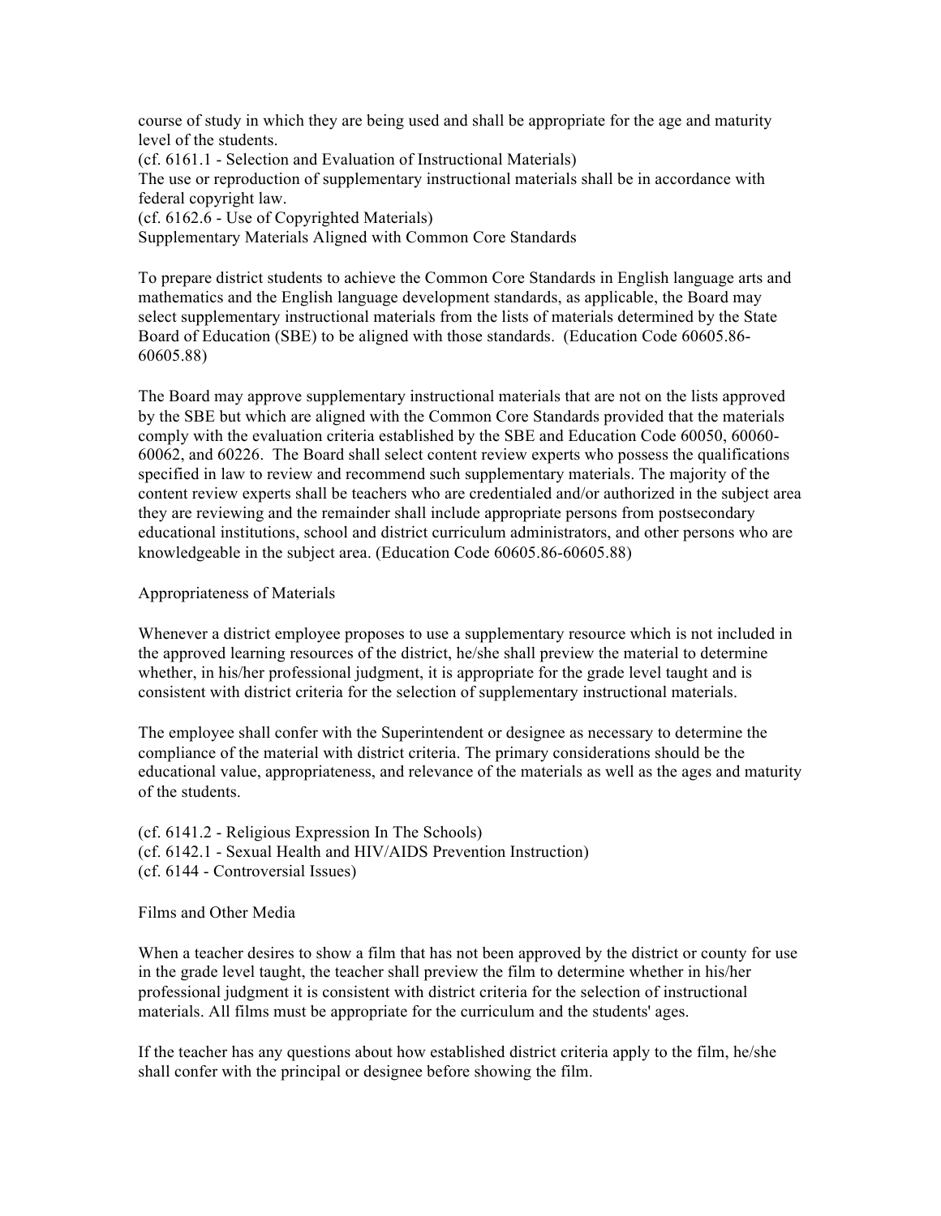course of study in which they are being used and shall be appropriate for the age and maturity level of the students.
(cf. 6161.1 - Selection and Evaluation of Instructional Materials)
The use or reproduction of supplementary instructional materials shall be in accordance with federal copyright law.
(cf. 6162.6 - Use of Copyrighted Materials)

## Supplementary Materials Aligned with Common Core Standards

To prepare district students to achieve the Common Core Standards in English language arts and mathematics and the English language development standards, as applicable, the Board may select supplementary instructional materials from the lists of materials determined by the State Board of Education (SBE) to be aligned with those standards. (Education Code 60605.86-60605.88)

The Board may approve supplementary instructional materials that are not on the lists approved by the SBE but which are aligned with the Common Core Standards provided that the materials comply with the evaluation criteria established by the SBE and Education Code 60050, 60060-60062, and 60226. The Board shall select content review experts who possess the qualifications specified in law to review and recommend such supplementary materials. The majority of the content review experts shall be teachers who are credentialed and/or authorized in the subject area they are reviewing and the remainder shall include appropriate persons from postsecondary educational institutions, school and district curriculum administrators, and other persons who are knowledgeable in the subject area. (Education Code 60605.86-60605.88)

## Appropriateness of Materials

Whenever a district employee proposes to use a supplementary resource which is not included in the approved learning resources of the district, he/she shall preview the material to determine whether, in his/her professional judgment, it is appropriate for the grade level taught and is consistent with district criteria for the selection of supplementary instructional materials.

The employee shall confer with the Superintendent or designee as necessary to determine the compliance of the material with district criteria. The primary considerations should be the educational value, appropriateness, and relevance of the materials as well as the ages and maturity of the students.

(cf. 6141.2 - Religious Expression In The Schools)
(cf. 6142.1 - Sexual Health and HIV/AIDS Prevention Instruction)
(cf. 6144 - Controversial Issues)

## Films and Other Media

When a teacher desires to show a film that has not been approved by the district or county for use in the grade level taught, the teacher shall preview the film to determine whether in his/her professional judgment it is consistent with district criteria for the selection of instructional materials. All films must be appropriate for the curriculum and the students' ages.

If the teacher has any questions about how established district criteria apply to the film, he/she shall confer with the principal or designee before showing the film.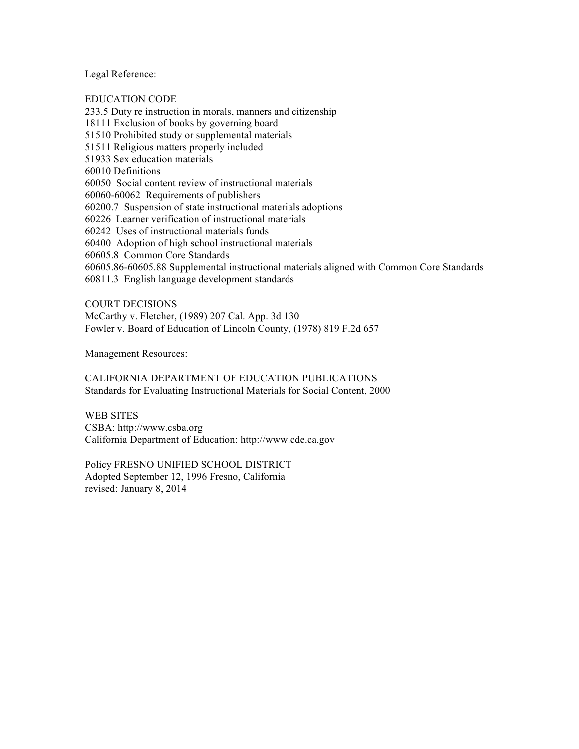Legal Reference:

EDUCATION CODE
233.5 Duty re instruction in morals, manners and citizenship
18111 Exclusion of books by governing board
51510 Prohibited study or supplemental materials
51511 Religious matters properly included
51933 Sex education materials
60010 Definitions
60050 Social content review of instructional materials
60060-60062 Requirements of publishers
60200.7 Suspension of state instructional materials adoptions
60226 Learner verification of instructional materials
60242 Uses of instructional materials funds
60400 Adoption of high school instructional materials
60605.8 Common Core Standards
60605.86-60605.88 Supplemental instructional materials aligned with Common Core Standards
60811.3 English language development standards

COURT DECISIONS
McCarthy v. Fletcher, (1989) 207 Cal. App. 3d 130
Fowler v. Board of Education of Lincoln County, (1978) 819 F.2d 657

Management Resources:

CALIFORNIA DEPARTMENT OF EDUCATION PUBLICATIONS
Standards for Evaluating Instructional Materials for Social Content, 2000

WEB SITES
CSBA: http://www.csba.org
California Department of Education: http://www.cde.ca.gov

Policy FRESNO UNIFIED SCHOOL DISTRICT
Adopted September 12, 1996 Fresno, California
revised: January 8, 2014